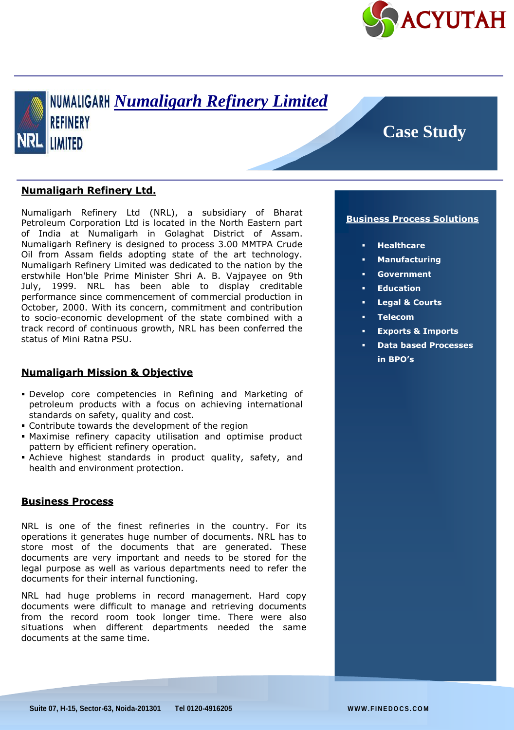# Numaligarh Refinery Limited

## Case Study

### Numaligarh Refinery Ltd.

Numaligarh Refinery Ltd (NRL), a subsidiary of Bharat Petroleum Corporation Ltd is located in the North Eastern part of India at Numaligarh in Golaghat District of Assam. Numaligarh Refinery is designed to process 3.00 MMTPA Crude Oil from Assam fields adopting state of the art technology. Numaligarh Refinery Limited was dedicated to the nation by the erstwhile Hon'ble Prime Minister Shri A. B. Vajpayee on 9th July, 1999. NRL has been able to display creditable performance since commencement of commercial production in October, 2000. With its concern, commitment and contribution to socio-economic development of the state combined with a track record of continuous growth, NRL has been conferred the status of Mini Ratna PSU.

### Numaligarh Mission & Objective

- Develop core competencies in Refining and Marketing of petroleum products with a focus on achieving international standards on safety, quality and cost.
- Contribute towards the development of the region
- Maximise refinery capacity utilisation and optimise product pattern by efficient refinery operation.
- Achieve highest standards in product quality, safety, and health and environment protection.

### Business Process

NRL is one of the finest refineries in the country. For its operations it generates huge number of documents. NRL has to store most of the documents that are generated. These documents are very important and needs to be stored for the legal purpose as well as various departments need to refer the documents for their internal functioning.

NRL had huge problems in record management. Hard copy documents were difficult to manage and retrieving documents from the record room took longer time. There were also situations when different departments needed the same documents at the same time.

### Business Process Solutions

- **Healthcare**
- **Manufacturing**
- **Government**
- **Education**
- **Legal & Courts**
- **Telecom**
- **Exports & Imports**
- **Data based Processes in BPO's**

Suite 07, H-15, Sector-63, Noida-201301 Tel 0120-4916205 WWW.FINEDOCS.COM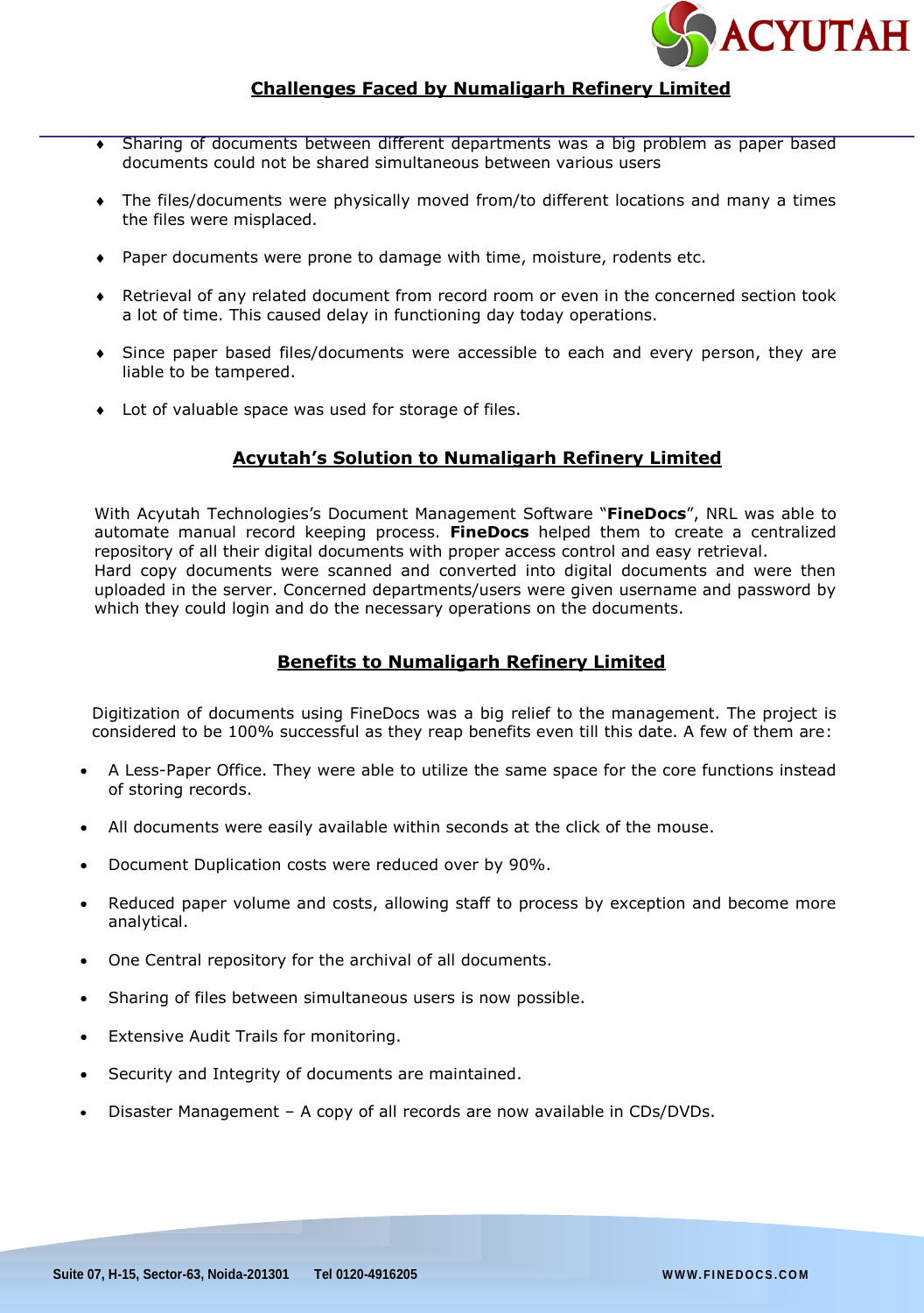## Challenges Faced by Numaligarh Refinery Limited

- Sharing of documents between different departments was a big problem as paper based documents could not be shared simultaneous between various users
- The files/documents were physically moved from/to different locations and many a times the files were misplaced.
- Paper documents were prone to damage with time, moisture, rodents etc.
- Retrieval of any related document from record room or even in the concerned section took a lot of time. This caused delay in functioning day today operations.
- Since paper based files/documents were accessible to each and every person, they are liable to be tampered.
- Lot of valuable space was used for storage of files.

## Acyutah's Solution to Numaligarh Refinery Limited

With Acyutah Technologies's Document Management Software "**FineDocs**", NRL was able to automate manual record keeping process. **FineDocs** helped them to create a centralized repository of all their digital documents with proper access control and easy retrieval.
Hard copy documents were scanned and converted into digital documents and were then uploaded in the server. Concerned departments/users were given username and password by which they could login and do the necessary operations on the documents.

## Benefits to Numaligarh Refinery Limited

Digitization of documents using FineDocs was a big relief to the management. The project is considered to be 100% successful as they reap benefits even till this date. A few of them are:

- A Less-Paper Office. They were able to utilize the same space for the core functions instead of storing records.
- All documents were easily available within seconds at the click of the mouse.
- Document Duplication costs were reduced over by 90%.
- Reduced paper volume and costs, allowing staff to process by exception and become more analytical.
- One Central repository for the archival of all documents.
- Sharing of files between simultaneous users is now possible.
- Extensive Audit Trails for monitoring.
- Security and Integrity of documents are maintained.
- Disaster Management – A copy of all records are now available in CDs/DVDs.